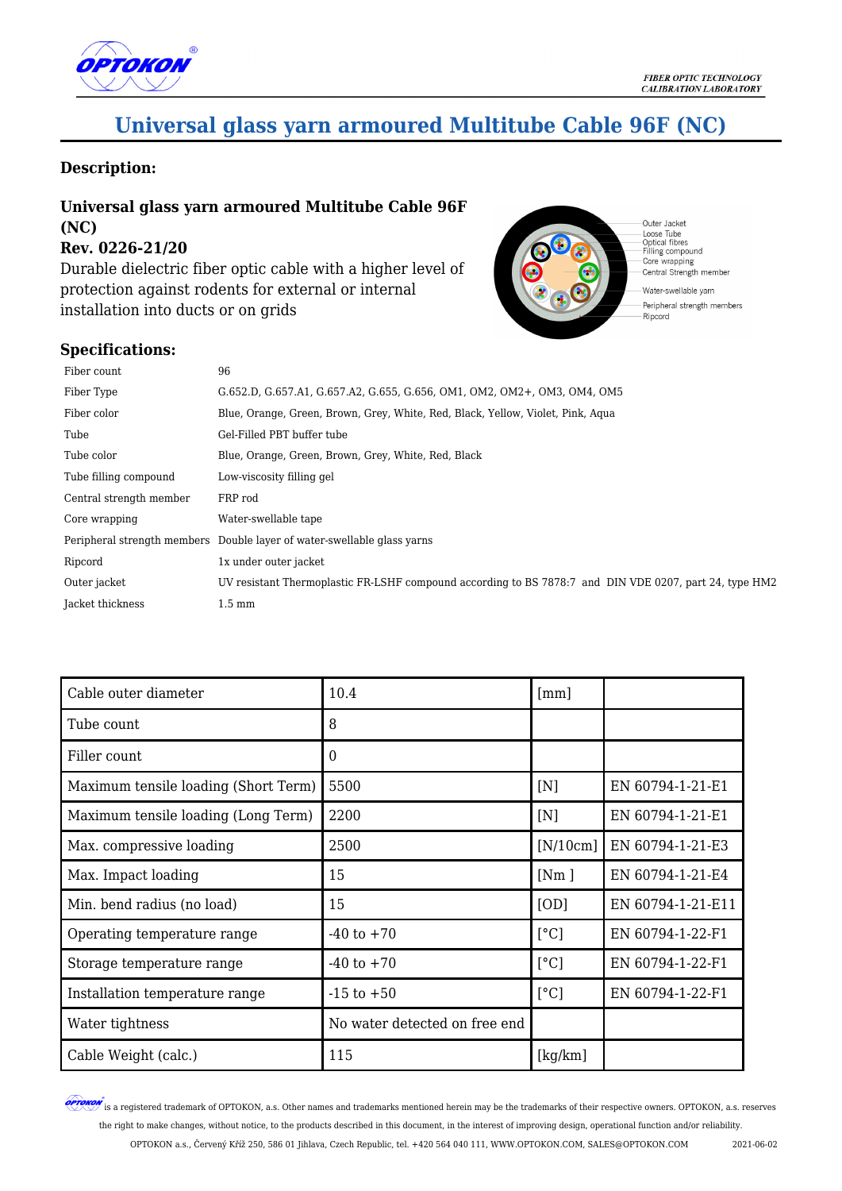# Universal glass yarn armoured Multitube Cable 96F (NC)

## Description:

### Universal glass yarn armoured Multitube Cable 96F (NC)

### Rev. 0226-21/20

Durable dielectric fiber optic cable with a higher level of protection against rodents for external or internal installation into ducts or on grids

Outer Jacket
Loose Tube
Optical fibres
Filling compound
Core wrapping
Central Strength member
Water-swellable yarn
Peripheral strength members
Ripcord

## Specifications:

| | |
|---|---|
| Fiber count | 96 |
| Fiber Type | G.652.D, G.657.A1, G.657.A2, G.655, G.656, OM1, OM2, OM2+, OM3, OM4, OM5 |
| Fiber color | Blue, Orange, Green, Brown, Grey, White, Red, Black, Yellow, Violet, Pink, Aqua |
| Tube | Gel-Filled PBT buffer tube |
| Tube color | Blue, Orange, Green, Brown, Grey, White, Red, Black |
| Tube filling compound | Low-viscosity filling gel |
| Central strength member | FRP rod |
| Core wrapping | Water-swellable tape |
| Peripheral strength members | Double layer of water-swellable glass yarns |
| Ripcord | 1x under outer jacket |
| Outer jacket | UV resistant Thermoplastic FR-LSHF compound according to BS 7878:7 and DIN VDE 0207, part 24, type HM2 |
| Jacket thickness | 1.5 mm |

| | | | |
|---|---|---|---|
| Cable outer diameter | 10.4 | [mm] | |
| Tube count | 8 | | |
| Filler count | 0 | | |
| Maximum tensile loading (Short Term) | 5500 | [N] | EN 60794-1-21-E1 |
| Maximum tensile loading (Long Term) | 2200 | [N] | EN 60794-1-21-E1 |
| Max. compressive loading | 2500 | [N/10cm] | EN 60794-1-21-E3 |
| Max. Impact loading | 15 | [Nm ] | EN 60794-1-21-E4 |
| Min. bend radius (no load) | 15 | [OD] | EN 60794-1-21-E11 |
| Operating temperature range | -40 to +70 | [°C] | EN 60794-1-22-F1 |
| Storage temperature range | -40 to +70 | [°C] | EN 60794-1-22-F1 |
| Installation temperature range | -15 to +50 | [°C] | EN 60794-1-22-F1 |
| Water tightness | No water detected on free end | | |
| Cable Weight (calc.) | 115 | [kg/km] | |

OPTOKON is a registered trademark of OPTOKON, a.s. Other names and trademarks mentioned herein may be the trademarks of their respective owners. OPTOKON, a.s. reserves the right to make changes, without notice, to the products described in this document, in the interest of improving design, operational function and/or reliability.

OPTOKON a.s., Červený Kříž 250, 586 01 Jihlava, Czech Republic, tel. +420 564 040 111, WWW.OPTOKON.COM, SALES@OPTOKON.COM 2021-06-02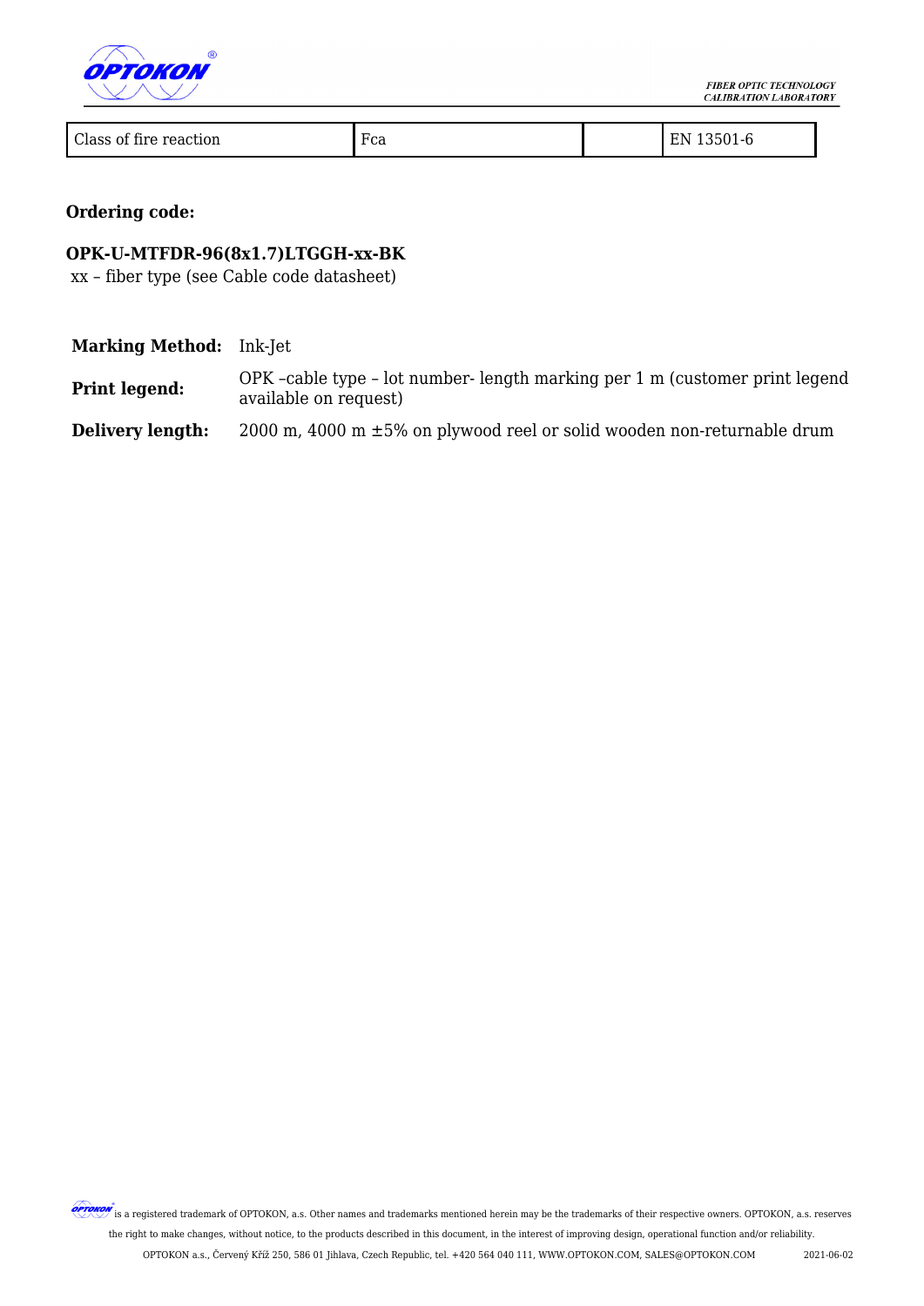| | | | |
|---|---|---|---|
| Class of fire reaction | Fca | | EN 13501-6 |

**Ordering code:**

**OPK-U-MTFDR-96(8x1.7)LTGGH-xx-BK**

xx – fiber type (see Cable code datasheet)

| | |
|---|---|
| **Marking Method:** | Ink-Jet |
| **Print legend:** | OPK –cable type – lot number- length marking per 1 m (customer print legend available on request) |
| **Delivery length:** | 2000 m, 4000 m ±5% on plywood reel or solid wooden non-returnable drum |